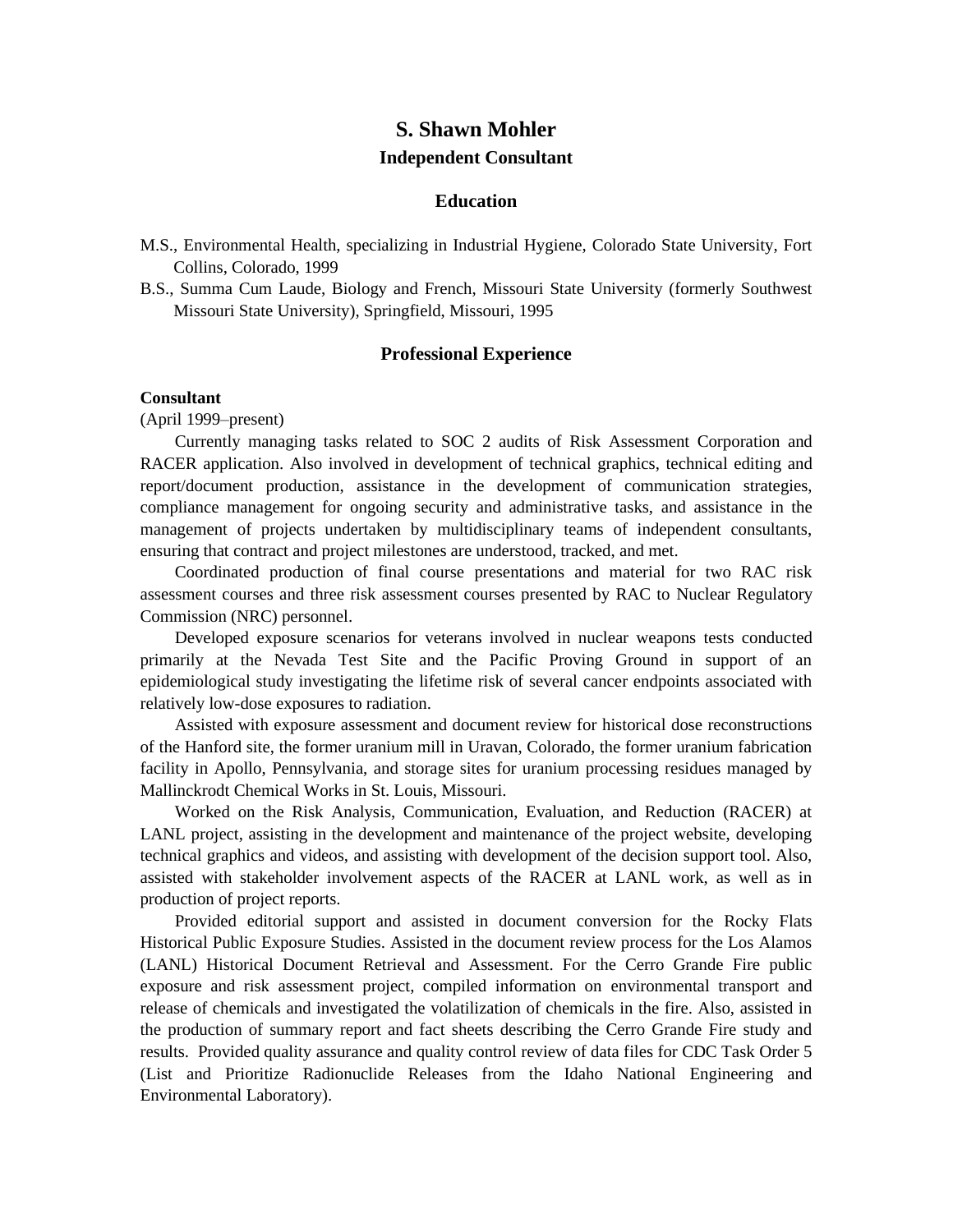# S. Shawn Mohler

## Independent Consultant

## Education

M.S., Environmental Health, specializing in Industrial Hygiene, Colorado State University, Fort Collins, Colorado, 1999

B.S., Summa Cum Laude, Biology and French, Missouri State University (formerly Southwest Missouri State University), Springfield, Missouri, 1995

## Professional Experience

**Consultant**
(April 1999–present)

Currently managing tasks related to SOC 2 audits of Risk Assessment Corporation and RACER application. Also involved in development of technical graphics, technical editing and report/document production, assistance in the development of communication strategies, compliance management for ongoing security and administrative tasks, and assistance in the management of projects undertaken by multidisciplinary teams of independent consultants, ensuring that contract and project milestones are understood, tracked, and met.

Coordinated production of final course presentations and material for two RAC risk assessment courses and three risk assessment courses presented by RAC to Nuclear Regulatory Commission (NRC) personnel.

Developed exposure scenarios for veterans involved in nuclear weapons tests conducted primarily at the Nevada Test Site and the Pacific Proving Ground in support of an epidemiological study investigating the lifetime risk of several cancer endpoints associated with relatively low-dose exposures to radiation.

Assisted with exposure assessment and document review for historical dose reconstructions of the Hanford site, the former uranium mill in Uravan, Colorado, the former uranium fabrication facility in Apollo, Pennsylvania, and storage sites for uranium processing residues managed by Mallinckrodt Chemical Works in St. Louis, Missouri.

Worked on the Risk Analysis, Communication, Evaluation, and Reduction (RACER) at LANL project, assisting in the development and maintenance of the project website, developing technical graphics and videos, and assisting with development of the decision support tool. Also, assisted with stakeholder involvement aspects of the RACER at LANL work, as well as in production of project reports.

Provided editorial support and assisted in document conversion for the Rocky Flats Historical Public Exposure Studies. Assisted in the document review process for the Los Alamos (LANL) Historical Document Retrieval and Assessment. For the Cerro Grande Fire public exposure and risk assessment project, compiled information on environmental transport and release of chemicals and investigated the volatilization of chemicals in the fire. Also, assisted in the production of summary report and fact sheets describing the Cerro Grande Fire study and results. Provided quality assurance and quality control review of data files for CDC Task Order 5 (List and Prioritize Radionuclide Releases from the Idaho National Engineering and Environmental Laboratory).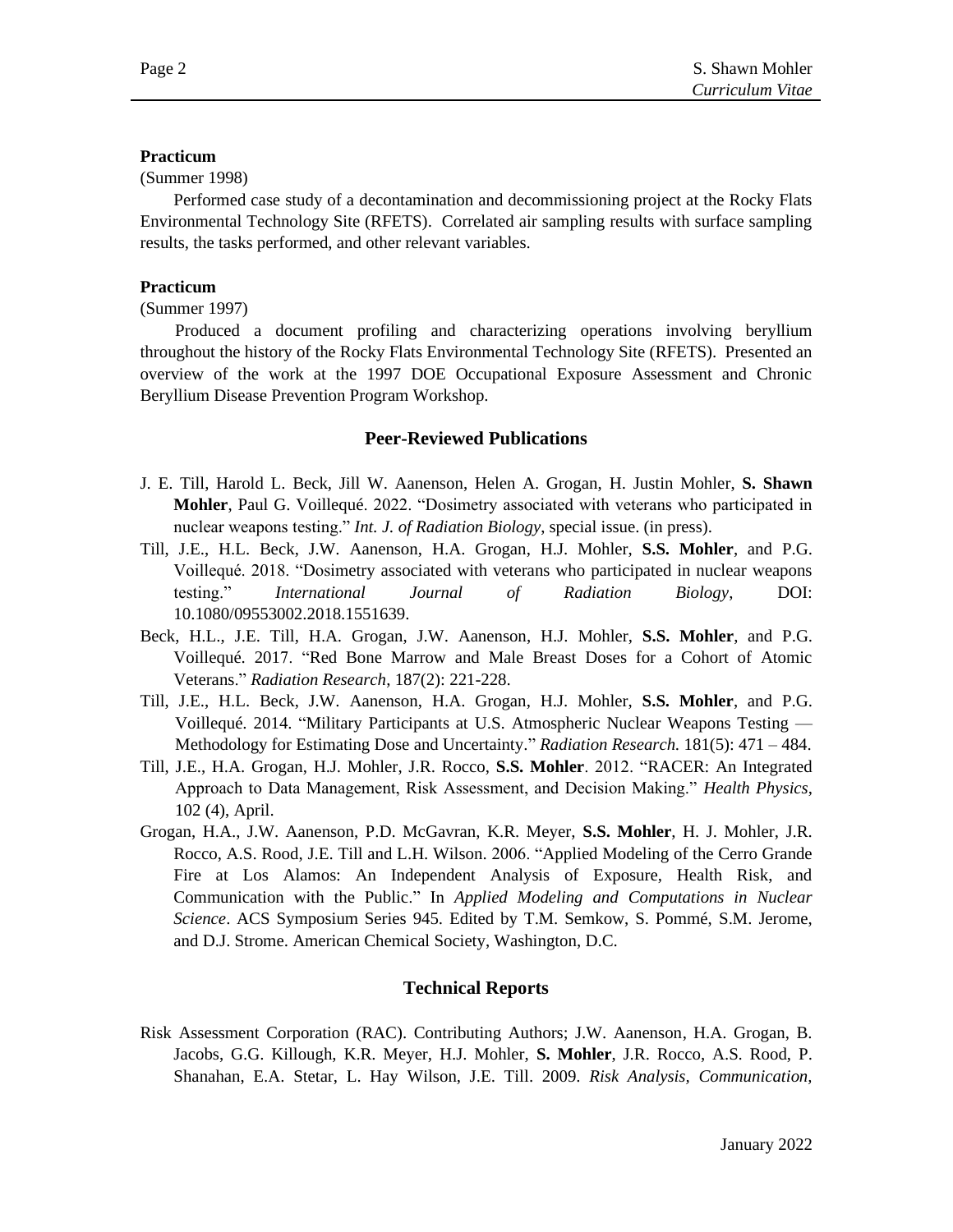**Practicum**

(Summer 1998)

Performed case study of a decontamination and decommissioning project at the Rocky Flats Environmental Technology Site (RFETS). Correlated air sampling results with surface sampling results, the tasks performed, and other relevant variables.

**Practicum**

(Summer 1997)

Produced a document profiling and characterizing operations involving beryllium throughout the history of the Rocky Flats Environmental Technology Site (RFETS). Presented an overview of the work at the 1997 DOE Occupational Exposure Assessment and Chronic Beryllium Disease Prevention Program Workshop.

## Peer-Reviewed Publications

J. E. Till, Harold L. Beck, Jill W. Aanenson, Helen A. Grogan, H. Justin Mohler, **S. Shawn Mohler**, Paul G. Voillequé. 2022. "Dosimetry associated with veterans who participated in nuclear weapons testing." *Int. J. of Radiation Biology*, special issue. (in press).

Till, J.E., H.L. Beck, J.W. Aanenson, H.A. Grogan, H.J. Mohler, **S.S. Mohler**, and P.G. Voillequé. 2018. "Dosimetry associated with veterans who participated in nuclear weapons testing." *International Journal of Radiation Biology*, DOI: 10.1080/09553002.2018.1551639.

Beck, H.L., J.E. Till, H.A. Grogan, J.W. Aanenson, H.J. Mohler, **S.S. Mohler**, and P.G. Voillequé. 2017. "Red Bone Marrow and Male Breast Doses for a Cohort of Atomic Veterans." *Radiation Research*, 187(2): 221-228.

Till, J.E., H.L. Beck, J.W. Aanenson, H.A. Grogan, H.J. Mohler, **S.S. Mohler**, and P.G. Voillequé. 2014. "Military Participants at U.S. Atmospheric Nuclear Weapons Testing — Methodology for Estimating Dose and Uncertainty." *Radiation Research.* 181(5): 471 – 484.

Till, J.E., H.A. Grogan, H.J. Mohler, J.R. Rocco, **S.S. Mohler**. 2012. "RACER: An Integrated Approach to Data Management, Risk Assessment, and Decision Making." *Health Physics*, 102 (4), April.

Grogan, H.A., J.W. Aanenson, P.D. McGavran, K.R. Meyer, **S.S. Mohler**, H. J. Mohler, J.R. Rocco, A.S. Rood, J.E. Till and L.H. Wilson. 2006. "Applied Modeling of the Cerro Grande Fire at Los Alamos: An Independent Analysis of Exposure, Health Risk, and Communication with the Public." In *Applied Modeling and Computations in Nuclear Science*. ACS Symposium Series 945. Edited by T.M. Semkow, S. Pommé, S.M. Jerome, and D.J. Strome. American Chemical Society, Washington, D.C.

## Technical Reports

Risk Assessment Corporation (RAC). Contributing Authors; J.W. Aanenson, H.A. Grogan, B. Jacobs, G.G. Killough, K.R. Meyer, H.J. Mohler, **S. Mohler**, J.R. Rocco, A.S. Rood, P. Shanahan, E.A. Stetar, L. Hay Wilson, J.E. Till. 2009. *Risk Analysis, Communication,*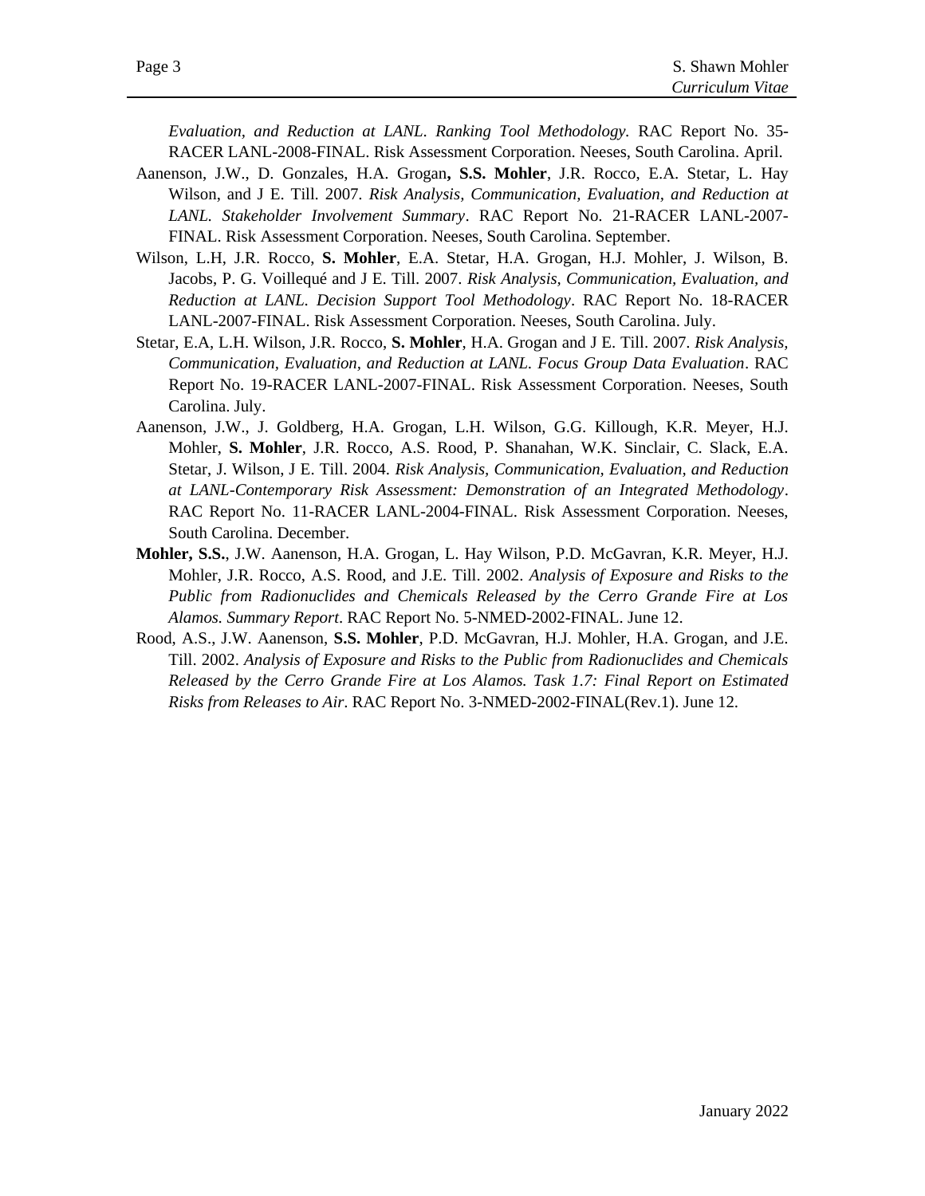*Evaluation, and Reduction at LANL. Ranking Tool Methodology.* RAC Report No. 35-RACER LANL-2008-FINAL. Risk Assessment Corporation. Neeses, South Carolina. April.

Aanenson, J.W., D. Gonzales, H.A. Grogan**, S.S. Mohler**, J.R. Rocco, E.A. Stetar, L. Hay Wilson, and J E. Till. 2007. *Risk Analysis, Communication, Evaluation, and Reduction at LANL. Stakeholder Involvement Summary*. RAC Report No. 21-RACER LANL-2007-FINAL. Risk Assessment Corporation. Neeses, South Carolina. September.

Wilson, L.H, J.R. Rocco, **S. Mohler**, E.A. Stetar, H.A. Grogan, H.J. Mohler, J. Wilson, B. Jacobs, P. G. Voillequé and J E. Till. 2007. *Risk Analysis, Communication, Evaluation, and Reduction at LANL. Decision Support Tool Methodology*. RAC Report No. 18-RACER LANL-2007-FINAL. Risk Assessment Corporation. Neeses, South Carolina. July.

Stetar, E.A, L.H. Wilson, J.R. Rocco, **S. Mohler**, H.A. Grogan and J E. Till. 2007. *Risk Analysis, Communication, Evaluation, and Reduction at LANL. Focus Group Data Evaluation*. RAC Report No. 19-RACER LANL-2007-FINAL. Risk Assessment Corporation. Neeses, South Carolina. July.

Aanenson, J.W., J. Goldberg, H.A. Grogan, L.H. Wilson, G.G. Killough, K.R. Meyer, H.J. Mohler, **S. Mohler**, J.R. Rocco, A.S. Rood, P. Shanahan, W.K. Sinclair, C. Slack, E.A. Stetar, J. Wilson, J E. Till. 2004. *Risk Analysis, Communication, Evaluation, and Reduction at LANL-Contemporary Risk Assessment: Demonstration of an Integrated Methodology*. RAC Report No. 11-RACER LANL-2004-FINAL. Risk Assessment Corporation. Neeses, South Carolina. December.

**Mohler, S.S.**, J.W. Aanenson, H.A. Grogan, L. Hay Wilson, P.D. McGavran, K.R. Meyer, H.J. Mohler, J.R. Rocco, A.S. Rood, and J.E. Till. 2002. *Analysis of Exposure and Risks to the Public from Radionuclides and Chemicals Released by the Cerro Grande Fire at Los Alamos. Summary Report*. RAC Report No. 5-NMED-2002-FINAL. June 12.

Rood, A.S., J.W. Aanenson, **S.S. Mohler**, P.D. McGavran, H.J. Mohler, H.A. Grogan, and J.E. Till. 2002. *Analysis of Exposure and Risks to the Public from Radionuclides and Chemicals Released by the Cerro Grande Fire at Los Alamos. Task 1.7: Final Report on Estimated Risks from Releases to Air*. RAC Report No. 3-NMED-2002-FINAL(Rev.1). June 12.